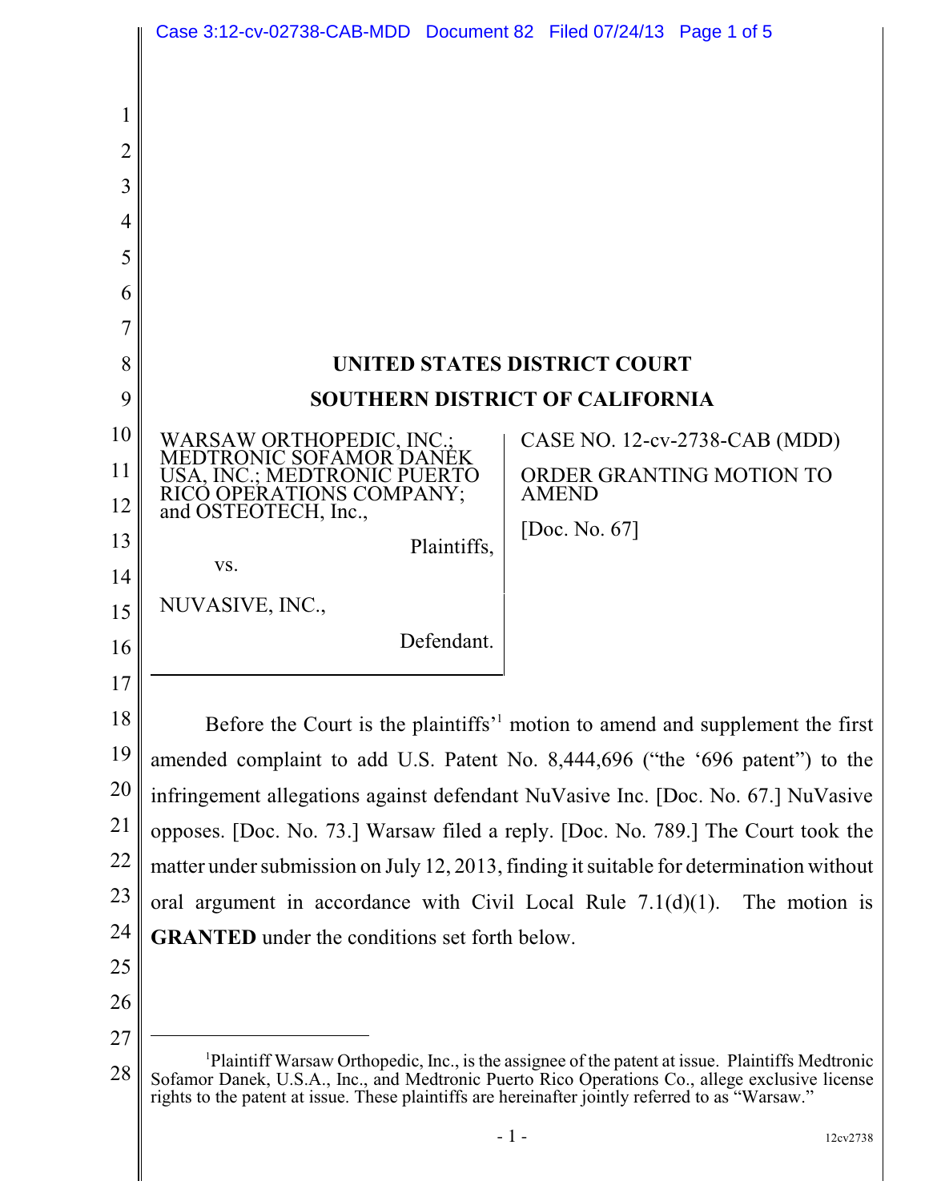# UNITED STATES DISTRICT COURT

# SOUTHERN DISTRICT OF CALIFORNIA

WARSAW ORTHOPEDIC, INC.; MEDTRONIC SOFAMOR DANEK USA, INC.; MEDTRONIC PUERTO RICO OPERATIONS COMPANY; and OSTEOTECH, Inc.,

Plaintiffs,

vs.

NUVASIVE, INC.,

Defendant.

CASE NO. 12-cv-2738-CAB (MDD)

ORDER GRANTING MOTION TO AMEND

[Doc. No. 67]

Before the Court is the plaintiffs'[1] motion to amend and supplement the first amended complaint to add U.S. Patent No. 8,444,696 ("the '696 patent") to the infringement allegations against defendant NuVasive Inc. [Doc. No. 67.] NuVasive opposes. [Doc. No. 73.] Warsaw filed a reply. [Doc. No. 789.] The Court took the matter under submission on July 12, 2013, finding it suitable for determination without oral argument in accordance with Civil Local Rule 7.1(d)(1). The motion is **GRANTED** under the conditions set forth below.

[1]Plaintiff Warsaw Orthopedic, Inc., is the assignee of the patent at issue. Plaintiffs Medtronic Sofamor Danek, U.S.A., Inc., and Medtronic Puerto Rico Operations Co., allege exclusive license rights to the patent at issue. These plaintiffs are hereinafter jointly referred to as "Warsaw."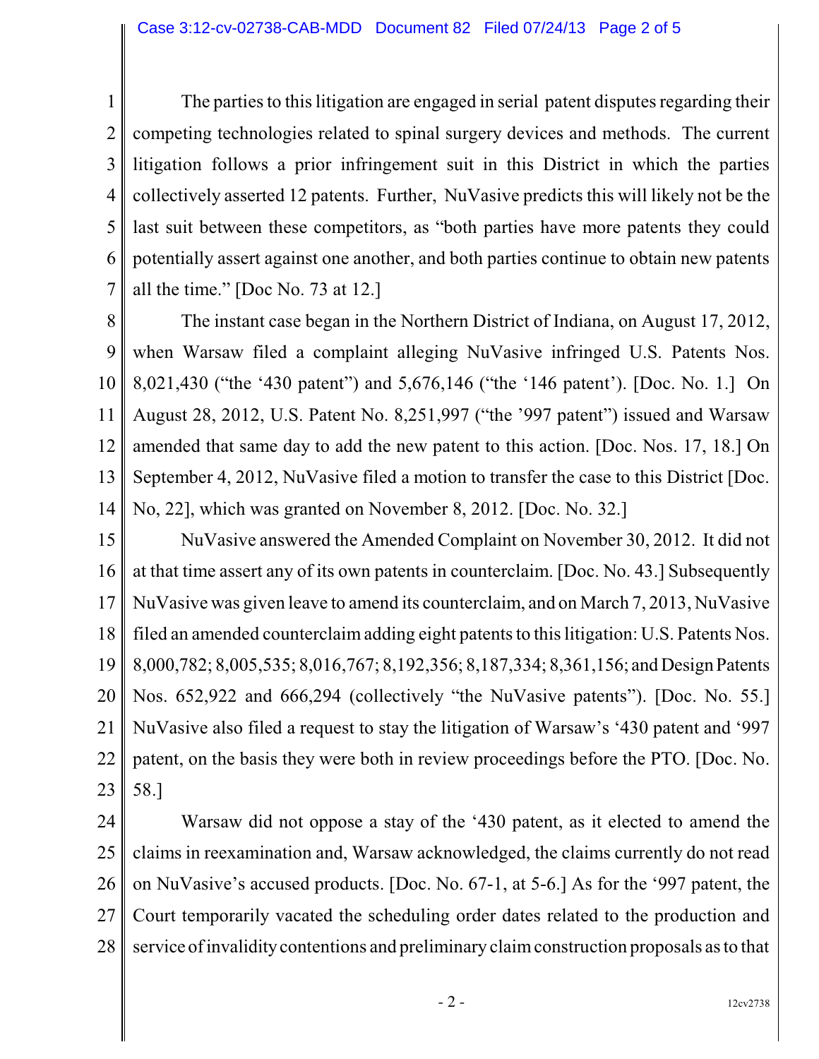The parties to this litigation are engaged in serial patent disputes regarding their competing technologies related to spinal surgery devices and methods. The current litigation follows a prior infringement suit in this District in which the parties collectively asserted 12 patents. Further, NuVasive predicts this will likely not be the last suit between these competitors, as "both parties have more patents they could potentially assert against one another, and both parties continue to obtain new patents all the time." [Doc No. 73 at 12.]

The instant case began in the Northern District of Indiana, on August 17, 2012, when Warsaw filed a complaint alleging NuVasive infringed U.S. Patents Nos. 8,021,430 ("the '430 patent") and 5,676,146 ("the '146 patent'). [Doc. No. 1.] On August 28, 2012, U.S. Patent No. 8,251,997 ("the '997 patent") issued and Warsaw amended that same day to add the new patent to this action. [Doc. Nos. 17, 18.] On September 4, 2012, NuVasive filed a motion to transfer the case to this District [Doc. No, 22], which was granted on November 8, 2012. [Doc. No. 32.]

NuVasive answered the Amended Complaint on November 30, 2012. It did not at that time assert any of its own patents in counterclaim. [Doc. No. 43.] Subsequently NuVasive was given leave to amend its counterclaim, and on March 7, 2013, NuVasive filed an amended counterclaim adding eight patents to this litigation: U.S. Patents Nos. 8,000,782; 8,005,535; 8,016,767; 8,192,356; 8,187,334; 8,361,156; and Design Patents Nos. 652,922 and 666,294 (collectively "the NuVasive patents"). [Doc. No. 55.] NuVasive also filed a request to stay the litigation of Warsaw's '430 patent and '997 patent, on the basis they were both in review proceedings before the PTO. [Doc. No. 58.]

Warsaw did not oppose a stay of the '430 patent, as it elected to amend the claims in reexamination and, Warsaw acknowledged, the claims currently do not read on NuVasive's accused products. [Doc. No. 67-1, at 5-6.] As for the '997 patent, the Court temporarily vacated the scheduling order dates related to the production and service of invalidity contentions and preliminary claim construction proposals as to that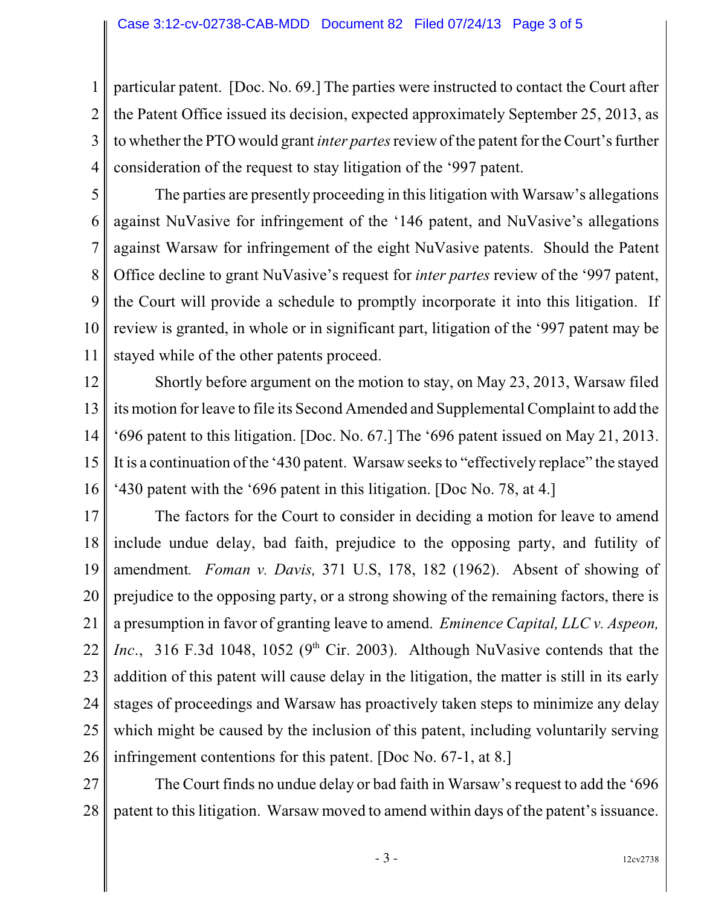particular patent. [Doc. No. 69.] The parties were instructed to contact the Court after the Patent Office issued its decision, expected approximately September 25, 2013, as to whether the PTO would grant *inter partes* review of the patent for the Court's further consideration of the request to stay litigation of the '997 patent.

The parties are presently proceeding in this litigation with Warsaw's allegations against NuVasive for infringement of the '146 patent, and NuVasive's allegations against Warsaw for infringement of the eight NuVasive patents. Should the Patent Office decline to grant NuVasive's request for *inter partes* review of the '997 patent, the Court will provide a schedule to promptly incorporate it into this litigation. If review is granted, in whole or in significant part, litigation of the '997 patent may be stayed while of the other patents proceed.

Shortly before argument on the motion to stay, on May 23, 2013, Warsaw filed its motion for leave to file its Second Amended and Supplemental Complaint to add the '696 patent to this litigation. [Doc. No. 67.] The '696 patent issued on May 21, 2013. It is a continuation of the '430 patent. Warsaw seeks to "effectively replace" the stayed '430 patent with the '696 patent in this litigation. [Doc No. 78, at 4.]

The factors for the Court to consider in deciding a motion for leave to amend include undue delay, bad faith, prejudice to the opposing party, and futility of amendment. *Foman v. Davis,* 371 U.S, 178, 182 (1962). Absent of showing of prejudice to the opposing party, or a strong showing of the remaining factors, there is a presumption in favor of granting leave to amend. *Eminence Capital, LLC v. Aspeon, Inc.*, 316 F.3d 1048, 1052 (9th Cir. 2003). Although NuVasive contends that the addition of this patent will cause delay in the litigation, the matter is still in its early stages of proceedings and Warsaw has proactively taken steps to minimize any delay which might be caused by the inclusion of this patent, including voluntarily serving infringement contentions for this patent. [Doc No. 67-1, at 8.]

The Court finds no undue delay or bad faith in Warsaw's request to add the '696 patent to this litigation. Warsaw moved to amend within days of the patent's issuance.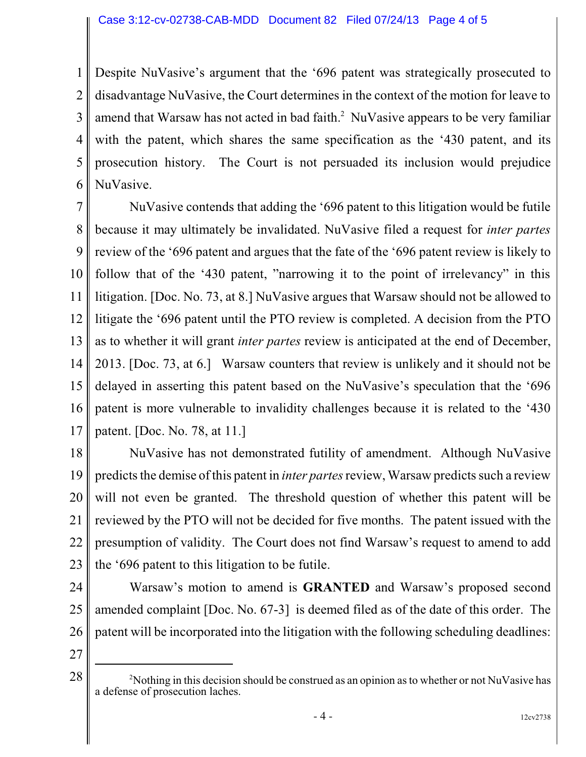Despite NuVasive's argument that the '696 patent was strategically prosecuted to disadvantage NuVasive, the Court determines in the context of the motion for leave to amend that Warsaw has not acted in bad faith.[2] NuVasive appears to be very familiar with the patent, which shares the same specification as the '430 patent, and its prosecution history. The Court is not persuaded its inclusion would prejudice NuVasive.

NuVasive contends that adding the '696 patent to this litigation would be futile because it may ultimately be invalidated. NuVasive filed a request for *inter partes* review of the '696 patent and argues that the fate of the '696 patent review is likely to follow that of the '430 patent, "narrowing it to the point of irrelevancy" in this litigation. [Doc. No. 73, at 8.] NuVasive argues that Warsaw should not be allowed to litigate the '696 patent until the PTO review is completed. A decision from the PTO as to whether it will grant *inter partes* review is anticipated at the end of December, 2013. [Doc. 73, at 6.] Warsaw counters that review is unlikely and it should not be delayed in asserting this patent based on the NuVasive's speculation that the '696 patent is more vulnerable to invalidity challenges because it is related to the '430 patent. [Doc. No. 78, at 11.]

NuVasive has not demonstrated futility of amendment. Although NuVasive predicts the demise of this patent in *inter partes* review, Warsaw predicts such a review will not even be granted. The threshold question of whether this patent will be reviewed by the PTO will not be decided for five months. The patent issued with the presumption of validity. The Court does not find Warsaw's request to amend to add the '696 patent to this litigation to be futile.

Warsaw's motion to amend is **GRANTED** and Warsaw's proposed second amended complaint [Doc. No. 67-3] is deemed filed as of the date of this order. The patent will be incorporated into the litigation with the following scheduling deadlines:

---

[2] Nothing in this decision should be construed as an opinion as to whether or not NuVasive has a defense of prosecution laches.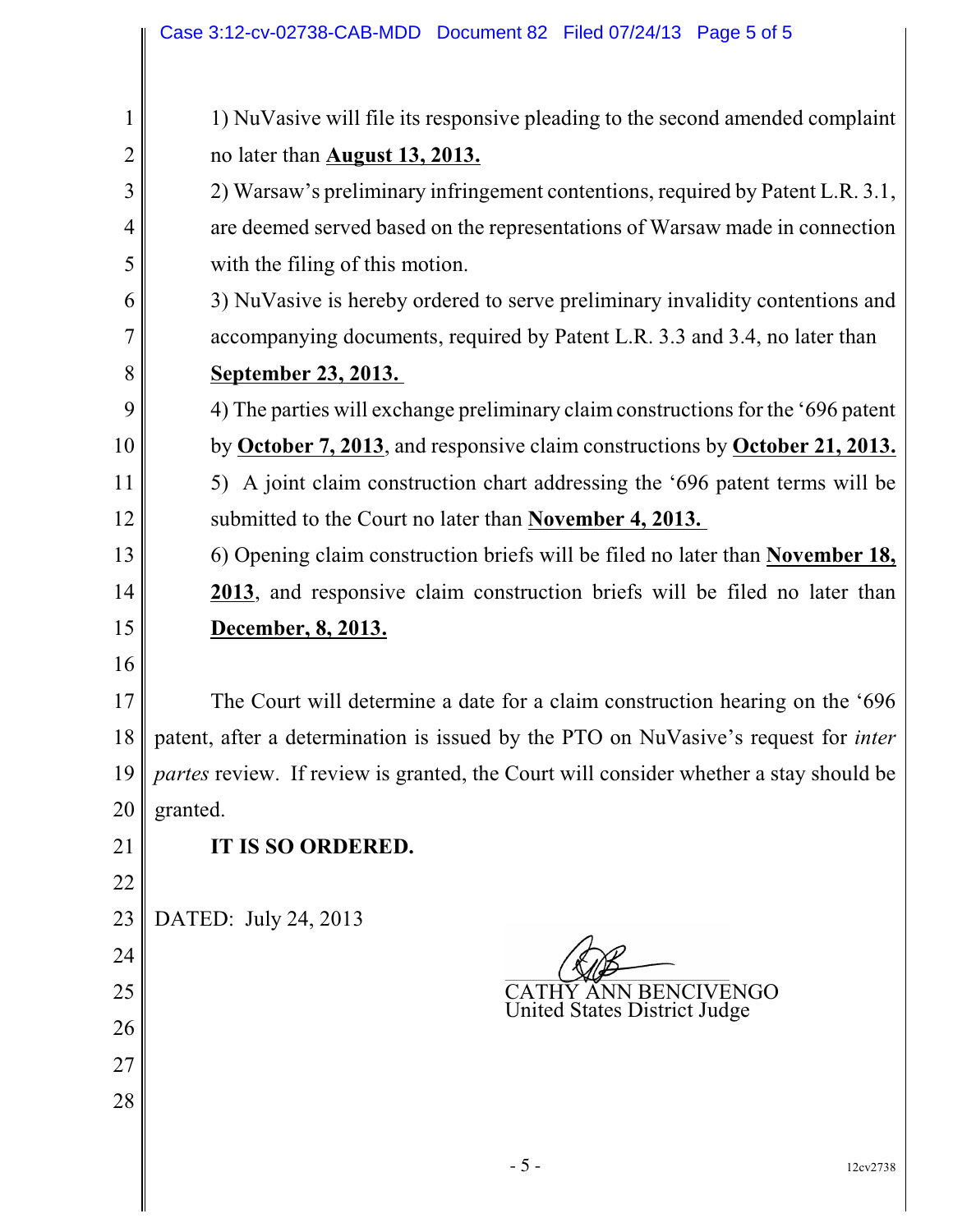1) NuVasive will file its responsive pleading to the second amended complaint no later than **August 13, 2013.**

2) Warsaw's preliminary infringement contentions, required by Patent L.R. 3.1, are deemed served based on the representations of Warsaw made in connection with the filing of this motion.

3) NuVasive is hereby ordered to serve preliminary invalidity contentions and accompanying documents, required by Patent L.R. 3.3 and 3.4, no later than **September 23, 2013.**

4) The parties will exchange preliminary claim constructions for the '696 patent by **October 7, 2013**, and responsive claim constructions by **October 21, 2013.**

5) A joint claim construction chart addressing the '696 patent terms will be submitted to the Court no later than **November 4, 2013.**

6) Opening claim construction briefs will be filed no later than **November 18, 2013**, and responsive claim construction briefs will be filed no later than **December, 8, 2013.**

The Court will determine a date for a claim construction hearing on the '696 patent, after a determination is issued by the PTO on NuVasive's request for *inter partes* review. If review is granted, the Court will consider whether a stay should be granted.

**IT IS SO ORDERED.**

DATED: July 24, 2013

CATHY ANN BENCIVENGO
United States District Judge

12cv2738